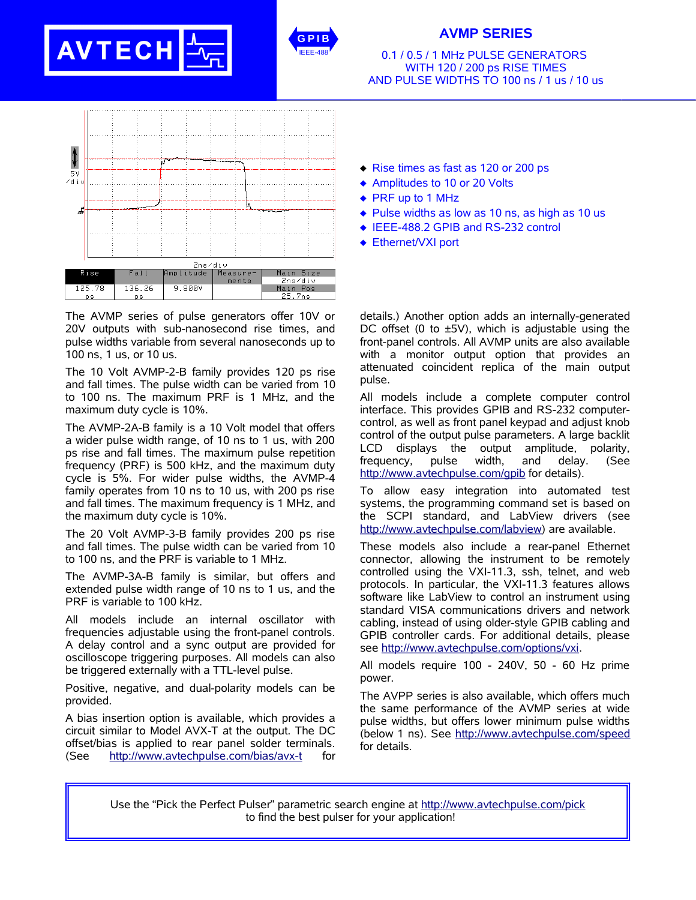# AVMP SERIES

0.1 / 0.5 / 1 MHz PULSE GENERATORS
WITH 120 / 200 ps RISE TIMES
AND PULSE WIDTHS TO 100 ns / 1 us / 10 us

| Rise | Fall | Amplitude | Measure-ments | Main Size 2ns/div |
|---|---|---|---|---|
| 125.78 ps | 136.26 ps | 9.800V | | Main Pos 25.7ns |

- Rise times as fast as 120 or 200 ps
- Amplitudes to 10 or 20 Volts
- PRF up to 1 MHz
- Pulse widths as low as 10 ns, as high as 10 us
- IEEE-488.2 GPIB and RS-232 control
- Ethernet/VXI port

The AVMP series of pulse generators offer 10V or 20V outputs with sub-nanosecond rise times, and pulse widths variable from several nanoseconds up to 100 ns, 1 us, or 10 us.

The 10 Volt AVMP-2-B family provides 120 ps rise and fall times. The pulse width can be varied from 10 to 100 ns. The maximum PRF is 1 MHz, and the maximum duty cycle is 10%.

The AVMP-2A-B family is a 10 Volt model that offers a wider pulse width range, of 10 ns to 1 us, with 200 ps rise and fall times. The maximum pulse repetition frequency (PRF) is 500 kHz, and the maximum duty cycle is 5%. For wider pulse widths, the AVMP-4 family operates from 10 ns to 10 us, with 200 ps rise and fall times. The maximum frequency is 1 MHz, and the maximum duty cycle is 10%.

The 20 Volt AVMP-3-B family provides 200 ps rise and fall times. The pulse width can be varied from 10 to 100 ns, and the PRF is variable to 1 MHz.

The AVMP-3A-B family is similar, but offers and extended pulse width range of 10 ns to 1 us, and the PRF is variable to 100 kHz.

All models include an internal oscillator with frequencies adjustable using the front-panel controls. A delay control and a sync output are provided for oscilloscope triggering purposes. All models can also be triggered externally with a TTL-level pulse.

Positive, negative, and dual-polarity models can be provided.

A bias insertion option is available, which provides a circuit similar to Model AVX-T at the output. The DC offset/bias is applied to rear panel solder terminals. (See http://www.avtechpulse.com/bias/avx-t for details.) Another option adds an internally-generated DC offset (0 to ±5V), which is adjustable using the front-panel controls. All AVMP units are also available with a monitor output option that provides an attenuated coincident replica of the main output pulse.

All models include a complete computer control interface. This provides GPIB and RS-232 computer-control, as well as front panel keypad and adjust knob control of the output pulse parameters. A large backlit LCD displays the output amplitude, polarity, frequency, pulse width, and delay. (See http://www.avtechpulse.com/gpib for details).

To allow easy integration into automated test systems, the programming command set is based on the SCPI standard, and LabView drivers (see http://www.avtechpulse.com/labview) are available.

These models also include a rear-panel Ethernet connector, allowing the instrument to be remotely controlled using the VXI-11.3, ssh, telnet, and web protocols. In particular, the VXI-11.3 features allows software like LabView to control an instrument using standard VISA communications drivers and network cabling, instead of using older-style GPIB cabling and GPIB controller cards. For additional details, please see http://www.avtechpulse.com/options/vxi.

All models require 100 - 240V, 50 - 60 Hz prime power.

The AVPP series is also available, which offers much the same performance of the AVMP series at wide pulse widths, but offers lower minimum pulse widths (below 1 ns). See http://www.avtechpulse.com/speed for details.

Use the "Pick the Perfect Pulser" parametric search engine at http://www.avtechpulse.com/pick
to find the best pulser for your application!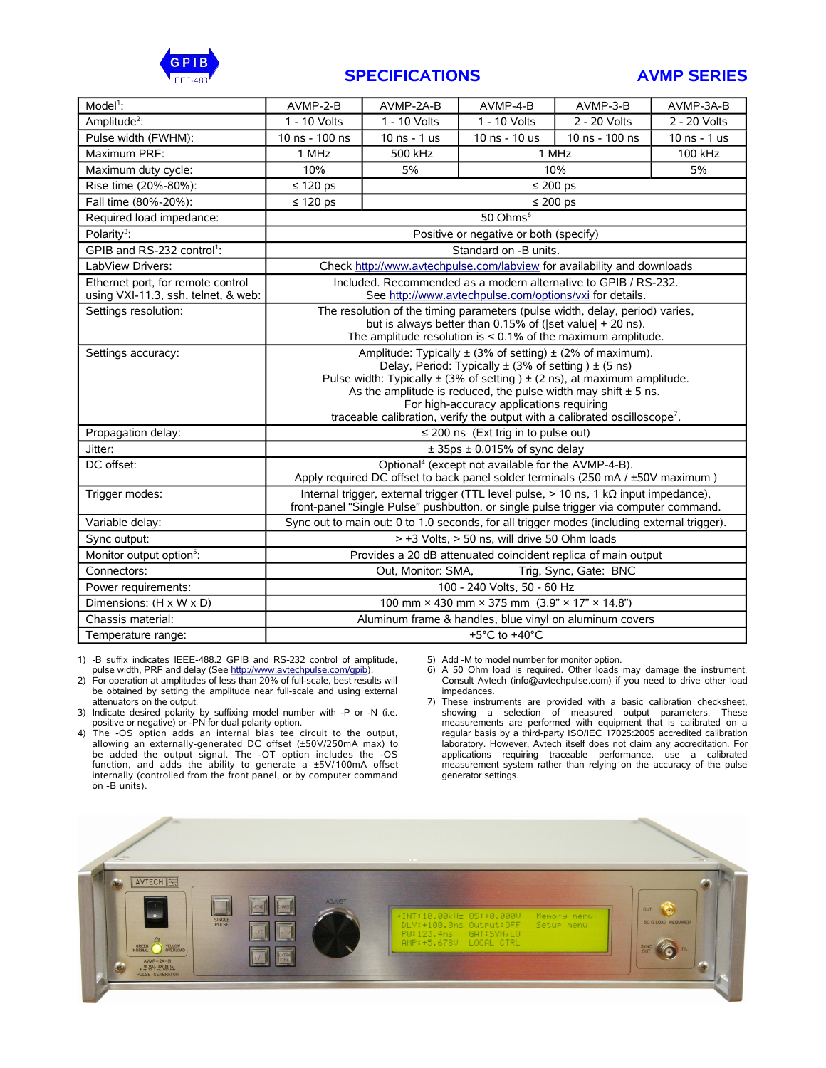# SPECIFICATIONS AVMP SERIES

| Model[1]: | AVMP-2-B | AVMP-2A-B | AVMP-4-B | AVMP-3-B | AVMP-3A-B |
|---|---|---|---|---|---|
| Amplitude[2]: | 1 - 10 Volts | 1 - 10 Volts | 1 - 10 Volts | 2 - 20 Volts | 2 - 20 Volts |
| Pulse width (FWHM): | 10 ns - 100 ns | 10 ns - 1 us | 10 ns - 10 us | 10 ns - 100 ns | 10 ns - 1 us |
| Maximum PRF: | 1 MHz | 500 kHz | 1 MHz | | 100 kHz |
| Maximum duty cycle: | 10% | 5% | 10% | | 5% |
| Rise time (20%-80%): | ≤ 120 ps | ≤ 200 ps | | | |
| Fall time (80%-20%): | ≤ 120 ps | ≤ 200 ps | | | |
| Required load impedance: | 50 Ohms[6] | | | | |
| Polarity[3]: | Positive or negative or both (specify) | | | | |
| GPIB and RS-232 control[1]: | Standard on -B units. | | | | |
| LabView Drivers: | Check http://www.avtechpulse.com/labview for availability and downloads | | | | |
| Ethernet port, for remote control using VXI-11.3, ssh, telnet, & web: | Included. Recommended as a modern alternative to GPIB / RS-232. See http://www.avtechpulse.com/options/vxi for details. | | | | |
| Settings resolution: | The resolution of the timing parameters (pulse width, delay, period) varies, but is always better than 0.15% of (\|set value\| + 20 ns). The amplitude resolution is < 0.1% of the maximum amplitude. | | | | |
| Settings accuracy: | Amplitude: Typically ± (3% of setting) ± (2% of maximum). Delay, Period: Typically ± (3% of setting ) ± (5 ns) Pulse width: Typically ± (3% of setting ) ± (2 ns), at maximum amplitude. As the amplitude is reduced, the pulse width may shift ± 5 ns. For high-accuracy applications requiring traceable calibration, verify the output with a calibrated oscilloscope[7]. | | | | |
| Propagation delay: | ≤ 200 ns (Ext trig in to pulse out) | | | | |
| Jitter: | ± 35ps ± 0.015% of sync delay | | | | |
| DC offset: | Optional[4] (except not available for the AVMP-4-B). Apply required DC offset to back panel solder terminals (250 mA / ±50V maximum ) | | | | |
| Trigger modes: | Internal trigger, external trigger (TTL level pulse, > 10 ns, 1 kΩ input impedance), front-panel "Single Pulse" pushbutton, or single pulse trigger via computer command. | | | | |
| Variable delay: | Sync out to main out: 0 to 1.0 seconds, for all trigger modes (including external trigger). | | | | |
| Sync output: | > +3 Volts, > 50 ns, will drive 50 Ohm loads | | | | |
| Monitor output option[5]: | Provides a 20 dB attenuated coincident replica of main output | | | | |
| Connectors: | Out, Monitor: SMA, Trig, Sync, Gate: BNC | | | | |
| Power requirements: | 100 - 240 Volts, 50 - 60 Hz | | | | |
| Dimensions: (H x W x D) | 100 mm × 430 mm × 375 mm (3.9" × 17" × 14.8") | | | | |
| Chassis material: | Aluminum frame & handles, blue vinyl on aluminum covers | | | | |
| Temperature range: | +5°C to +40°C | | | | |

1) -B suffix indicates IEEE-488.2 GPIB and RS-232 control of amplitude, pulse width, PRF and delay (See http://www.avtechpulse.com/gpib).
2) For operation at amplitudes of less than 20% of full-scale, best results will be obtained by setting the amplitude near full-scale and using external attenuators on the output.
3) Indicate desired polarity by suffixing model number with -P or -N (i.e. positive or negative) or -PN for dual polarity option.
4) The -OS option adds an internal bias tee circuit to the output, allowing an externally-generated DC offset (±50V/250mA max) to be added the output signal. The -OT option includes the -OS function, and adds the ability to generate a ±5V/100mA offset internally (controlled from the front panel, or by computer command on -B units).
5) Add -M to model number for monitor option.
6) A 50 Ohm load is required. Other loads may damage the instrument. Consult Avtech (info@avtechpulse.com) if you need to drive other load impedances.
7) These instruments are provided with a basic calibration checksheet, showing a selection of measured output parameters. These measurements are performed with equipment that is calibrated on a regular basis by a third-party ISO/IEC 17025:2005 accredited calibration laboratory. However, Avtech itself does not claim any accreditation. For applications requiring traceable performance, use a calibrated measurement system rather than relying on the accuracy of the pulse generator settings.